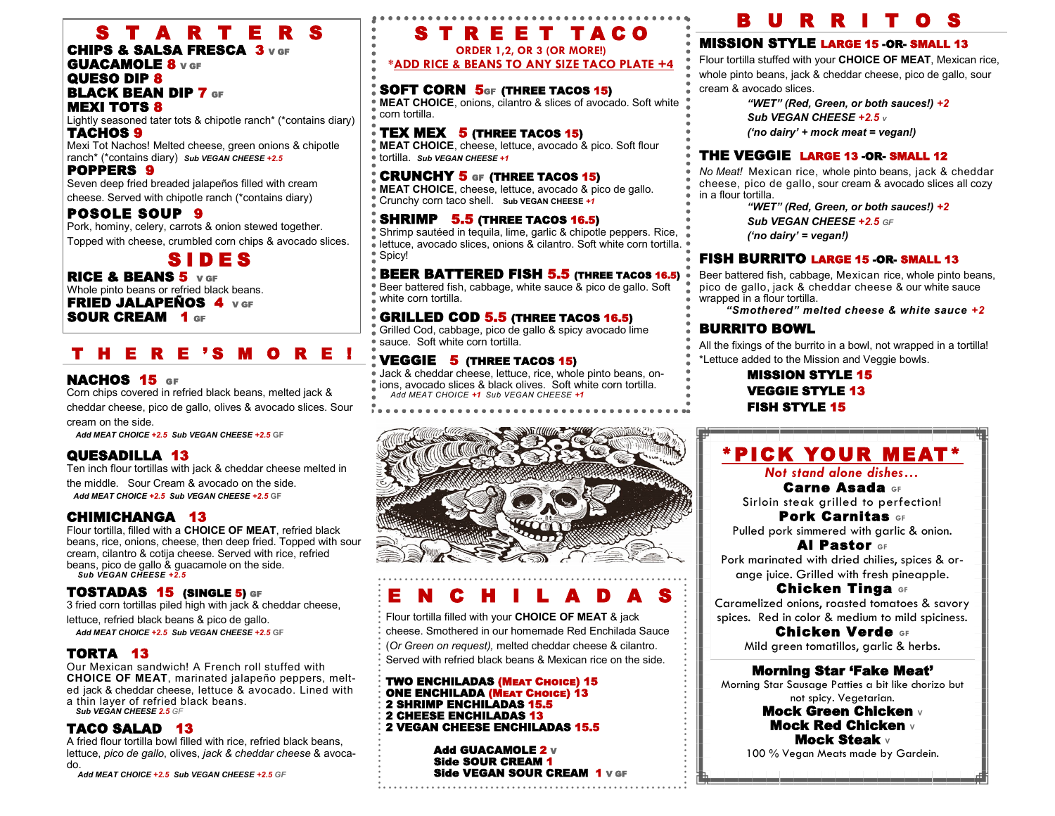# STARTERS

**CHIPS & SALSA FRESCA 3** V GF

**GUACAMOLE 8** V GF

**QUESO DIP 8**

**BLACK BEAN DIP 7** GF

**MEXI TOTS 8**

Lightly seasoned tater tots & chipotle ranch* (*contains diary)

**TACHOS 9**

Mexi Tot Nachos! Melted cheese, green onions & chipotle ranch* (*contains diary) *Sub VEGAN CHEESE +2.5*

**POPPERS 9**

Seven deep fried breaded jalapeños filled with cream cheese. Served with chipotle ranch (*contains diary)

**POSOLE SOUP 9**

Pork, hominy, celery, carrots & onion stewed together. Topped with cheese, crumbled corn chips & avocado slices.

# SIDES

**RICE & BEANS 5** V GF

Whole pinto beans or refried black beans.

**FRIED JALAPEÑOS 4** V GF

**SOUR CREAM 1** GF

# THERE'S MORE!

**NACHOS 15** GF

Corn chips covered in refried black beans, melted jack & cheddar cheese, pico de gallo, olives & avocado slices. Sour cream on the side.

*Add MEAT CHOICE +2.5 Sub VEGAN CHEESE +2.5 GF*

**QUESADILLA 13**

Ten inch flour tortillas with jack & cheddar cheese melted in the middle. Sour Cream & avocado on the side.

*Add MEAT CHOICE +2.5 Sub VEGAN CHEESE +2.5 GF*

**CHIMICHANGA 13**

Flour tortilla, filled with a **CHOICE OF MEAT**, refried black beans, rice, onions, cheese, then deep fried. Topped with sour cream, cilantro & cotija cheese. Served with rice, refried beans, pico de gallo & guacamole on the side.

*Sub VEGAN CHEESE +2.5*

**TOSTADAS 15 (SINGLE 5)** GF

3 fried corn tortillas piled high with jack & cheddar cheese, lettuce, refried black beans & pico de gallo.

*Add MEAT CHOICE +2.5 Sub VEGAN CHEESE +2.5 GF*

**TORTA 13**

Our Mexican sandwich! A French roll stuffed with **CHOICE OF MEAT**, marinated jalapeño peppers, melted jack & cheddar cheese, lettuce & avocado. Lined with a thin layer of refried black beans.

*Sub VEGAN CHEESE 2.5 GF*

**TACO SALAD 13**

A fried flour tortilla bowl filled with rice, refried black beans, lettuce, *pico de gallo*, olives, *jack & cheddar cheese* & avocado.

*Add MEAT CHOICE +2.5 Sub VEGAN CHEESE +2.5 GF*

# STREET TACO

ORDER 1,2, OR 3 (OR MORE!)

*ADD RICE & BEANS TO ANY SIZE TACO PLATE +4

**SOFT CORN 5** GF **(THREE TACOS 15)**

**MEAT CHOICE**, onions, cilantro & slices of avocado. Soft white corn tortilla.

**TEX MEX 5 (THREE TACOS 15)**

**MEAT CHOICE**, cheese, lettuce, avocado & pico. Soft flour tortilla. *Sub VEGAN CHEESE +1*

**CRUNCHY 5** GF **(THREE TACOS 15)**

**MEAT CHOICE**, cheese, lettuce, avocado & pico de gallo. Crunchy corn taco shell. Sub VEGAN CHEESE +1

**SHRIMP 5.5 (THREE TACOS 16.5)**

Shrimp sautéed in tequila, lime, garlic & chipotle peppers. Rice, lettuce, avocado slices, onions & cilantro. Soft white corn tortilla. Spicy!

**BEER BATTERED FISH 5.5 (THREE TACOS 16.5)**

Beer battered fish, cabbage, white sauce & pico de gallo. Soft white corn tortilla.

**GRILLED COD 5.5 (THREE TACOS 16.5)**

Grilled Cod, cabbage, pico de gallo & spicy avocado lime sauce. Soft white corn tortilla.

**VEGGIE 5 (THREE TACOS 15)**

Jack & cheddar cheese, lettuce, rice, whole pinto beans, onions, avocado slices & black olives. Soft white corn tortilla.

*Add MEAT CHOICE +1 Sub VEGAN CHEESE +1*

# ENCHILADAS

Flour tortilla filled with your **CHOICE OF MEAT** & jack cheese. Smothered in our homemade Red Enchilada Sauce (*Or Green on request*), melted cheddar cheese & cilantro. Served with refried black beans & Mexican rice on the side.

**TWO ENCHILADAS (MEAT CHOICE) 15**

**ONE ENCHILADA (MEAT CHOICE) 13**

**2 SHRIMP ENCHILADAS 15.5**

**2 CHEESE ENCHILADAS 13**

**2 VEGAN CHEESE ENCHILADAS 15.5**

**Add GUACAMOLE 2** V

**Side SOUR CREAM 1**

**Side VEGAN SOUR CREAM 1** V GF

# BURRITOS

**MISSION STYLE LARGE 15 -OR- SMALL 13**

Flour tortilla stuffed with your **CHOICE OF MEAT**, Mexican rice, whole pinto beans, jack & cheddar cheese, pico de gallo, sour cream & avocado slices.

*"WET" (Red, Green, or both sauces!) +2*

*Sub VEGAN CHEESE +2.5 V*

*('no dairy' + mock meat = vegan!)*

**THE VEGGIE LARGE 13 -OR- SMALL 12**

*No Meat!* Mexican rice, whole pinto beans, jack & cheddar cheese, pico de gallo, sour cream & avocado slices all cozy in a flour tortilla.

*"WET" (Red, Green, or both sauces!) +2*

*Sub VEGAN CHEESE +2.5 GF*

*('no dairy' = vegan!)*

**FISH BURRITO LARGE 15 -OR- SMALL 13**

Beer battered fish, cabbage, Mexican rice, whole pinto beans, pico de gallo, jack & cheddar cheese & our white sauce wrapped in a flour tortilla.

*"Smothered" melted cheese & white sauce +2*

**BURRITO BOWL**

All the fixings of the burrito in a bowl, not wrapped in a tortilla!
*Lettuce added to the Mission and Veggie bowls.

**MISSION STYLE 15**

**VEGGIE STYLE 13**

**FISH STYLE 15**

# *PICK YOUR MEAT*

*Not stand alone dishes...*

**Carne Asada** GF

Sirloin steak grilled to perfection!

**Pork Carnitas** GF

Pulled pork simmered with garlic & onion.

**Al Pastor** GF

Pork marinated with dried chilies, spices & orange juice. Grilled with fresh pineapple.

**Chicken Tinga** GF

Caramelized onions, roasted tomatoes & savory spices. Red in color & medium to mild spiciness.

**Chicken Verde** GF

Mild green tomatillos, garlic & herbs.

**Morning Star 'Fake Meat'**

Morning Star Sausage Patties a bit like chorizo but not spicy. Vegetarian.

**Mock Green Chicken** V

**Mock Red Chicken** V

**Mock Steak** V

100 % Vegan Meats made by Gardein.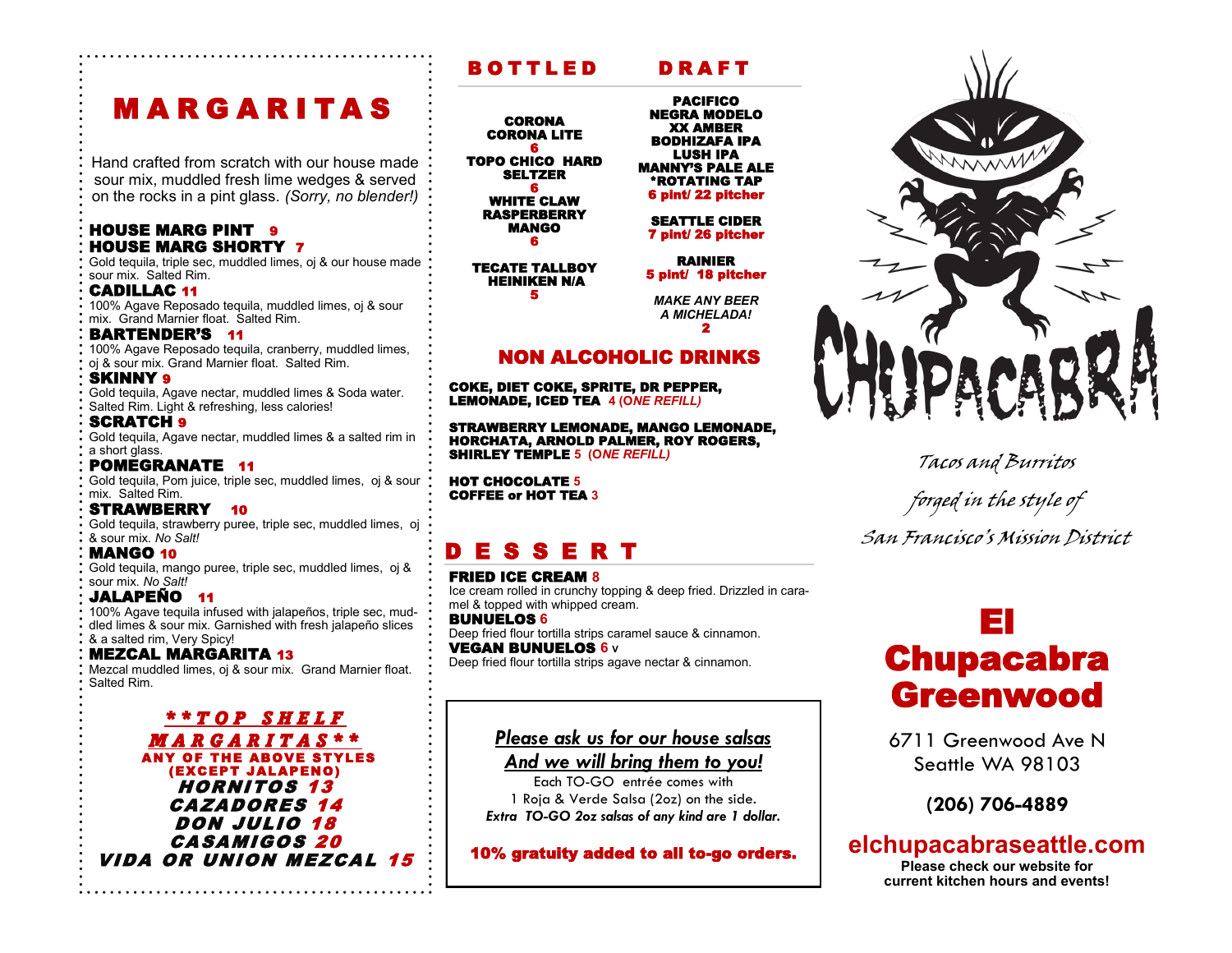# MARGARITAS

Hand crafted from scratch with our house made sour mix, muddled fresh lime wedges & served on the rocks in a pint glass. *(Sorry, no blender!)*

**HOUSE MARG PINT** 9
**HOUSE MARG SHORTY** 7
Gold tequila, triple sec, muddled limes, oj & our house made sour mix. Salted Rim.

**CADILLAC** 11
100% Agave Reposado tequila, muddled limes, oj & sour mix. Grand Marnier float. Salted Rim.

**BARTENDER'S** 11
100% Agave Reposado tequila, cranberry, muddled limes, oj & sour mix. Grand Marnier float. Salted Rim.

**SKINNY** 9
Gold tequila, Agave nectar, muddled limes & Soda water. Salted Rim. Light & refreshing, less calories!

**SCRATCH** 9
Gold tequila, Agave nectar, muddled limes & a salted rim in a short glass.

**POMEGRANATE** 11
Gold tequila, Pom juice, triple sec, muddled limes, oj & sour mix. Salted Rim.

**STRAWBERRY** 10
Gold tequila, strawberry puree, triple sec, muddled limes, oj & sour mix. *No Salt!*

**MANGO** 10
Gold tequila, mango puree, triple sec, muddled limes, oj & sour mix. *No Salt!*

**JALAPEÑO** 11
100% Agave tequila infused with jalapeños, triple sec, muddled limes & sour mix. Garnished with fresh jalapeño slices & a salted rim, Very Spicy!

**MEZCAL MARGARITA** 13
Mezcal muddled limes, oj & sour mix. Grand Marnier float. Salted Rim.

***\*\*TOP SHELF MARGARITAS\*\****
**ANY OF THE ABOVE STYLES (EXCEPT JALAPENO)**
***HORNITOS*** 13
***CAZADORES*** 14
***DON JULIO*** 18
***CASAMIGOS*** 20
***VIDA OR UNION MEZCAL*** 15

## BOTTLED

**CORONA**
**CORONA LITE**
6

**TOPO CHICO HARD SELTZER**
6

**WHITE CLAW RASPERBERRY MANGO**
6

**TECATE TALLBOY**
**HEINIKEN N/A**
5

## DRAFT

**PACIFICO**
**NEGRA MODELO**
**XX AMBER**
**BODHIZAFA IPA**
**LUSH IPA**
**MANNY'S PALE ALE**
**\*ROTATING TAP**
6 pint/ 22 pitcher

**SEATTLE CIDER**
7 pint/ 26 pitcher

**RAINIER**
5 pint/ 18 pitcher

*MAKE ANY BEER A MICHELADA!*
2

## NON ALCOHOLIC DRINKS

**COKE, DIET COKE, SPRITE, DR PEPPER, LEMONADE, ICED TEA** 4 *(ONE REFILL)*

**STRAWBERRY LEMONADE, MANGO LEMONADE, HORCHATA, ARNOLD PALMER, ROY ROGERS, SHIRLEY TEMPLE** 5 *(ONE REFILL)*

**HOT CHOCOLATE** 5
**COFFEE or HOT TEA** 3

## DESSERT

**FRIED ICE CREAM** 8
Ice cream rolled in crunchy topping & deep fried. Drizzled in caramel & topped with whipped cream.

**BUNUELOS** 6
Deep fried flour tortilla strips caramel sauce & cinnamon.

**VEGAN BUNUELOS** 6 v
Deep fried flour tortilla strips agave nectar & cinnamon.

*Please ask us for our house salsas*
*And we will bring them to you!*
Each TO-GO entrée comes with
1 Roja & Verde Salsa (2oz) on the side.
***Extra TO-GO 2oz salsas of any kind are 1 dollar.***

**10% gratuity added to all to-go orders.**

CHUPACABRA

*Tacos and Burritos forged in the style of San Francisco's Mission District*

# El Chupacabra Greenwood

6711 Greenwood Ave N
Seattle WA 98103

**(206) 706-4889**

**elchupacabraseattle.com**
**Please check our website for current kitchen hours and events!**